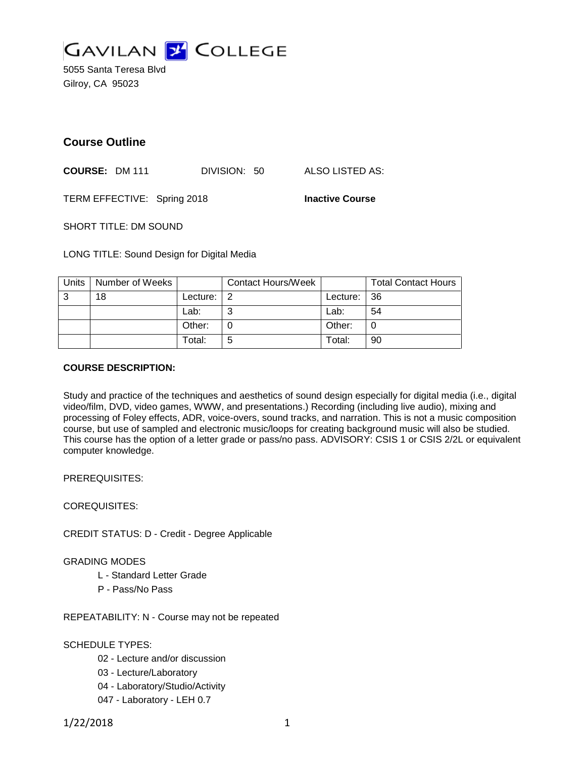# GAVILAN COLLEGE

5055 Santa Teresa Blvd
Gilroy, CA 95023

## Course Outline

**COURSE:** DM 111 DIVISION: 50 ALSO LISTED AS:

TERM EFFECTIVE: Spring 2018 **Inactive Course**

SHORT TITLE: DM SOUND

LONG TITLE: Sound Design for Digital Media

| Units | Number of Weeks | | Contact Hours/Week | | Total Contact Hours |
|---|---|---|---|---|---|
| 3 | 18 | Lecture: | 2 | Lecture: | 36 |
| | | Lab: | 3 | Lab: | 54 |
| | | Other: | 0 | Other: | 0 |
| | | Total: | 5 | Total: | 90 |

**COURSE DESCRIPTION:**

Study and practice of the techniques and aesthetics of sound design especially for digital media (i.e., digital video/film, DVD, video games, WWW, and presentations.) Recording (including live audio), mixing and processing of Foley effects, ADR, voice-overs, sound tracks, and narration. This is not a music composition course, but use of sampled and electronic music/loops for creating background music will also be studied. This course has the option of a letter grade or pass/no pass. ADVISORY: CSIS 1 or CSIS 2/2L or equivalent computer knowledge.

PREREQUISITES:

COREQUISITES:

CREDIT STATUS: D - Credit - Degree Applicable

GRADING MODES

- L - Standard Letter Grade
- P - Pass/No Pass

REPEATABILITY: N - Course may not be repeated

SCHEDULE TYPES:

- 02 - Lecture and/or discussion
- 03 - Lecture/Laboratory
- 04 - Laboratory/Studio/Activity
- 047 - Laboratory - LEH 0.7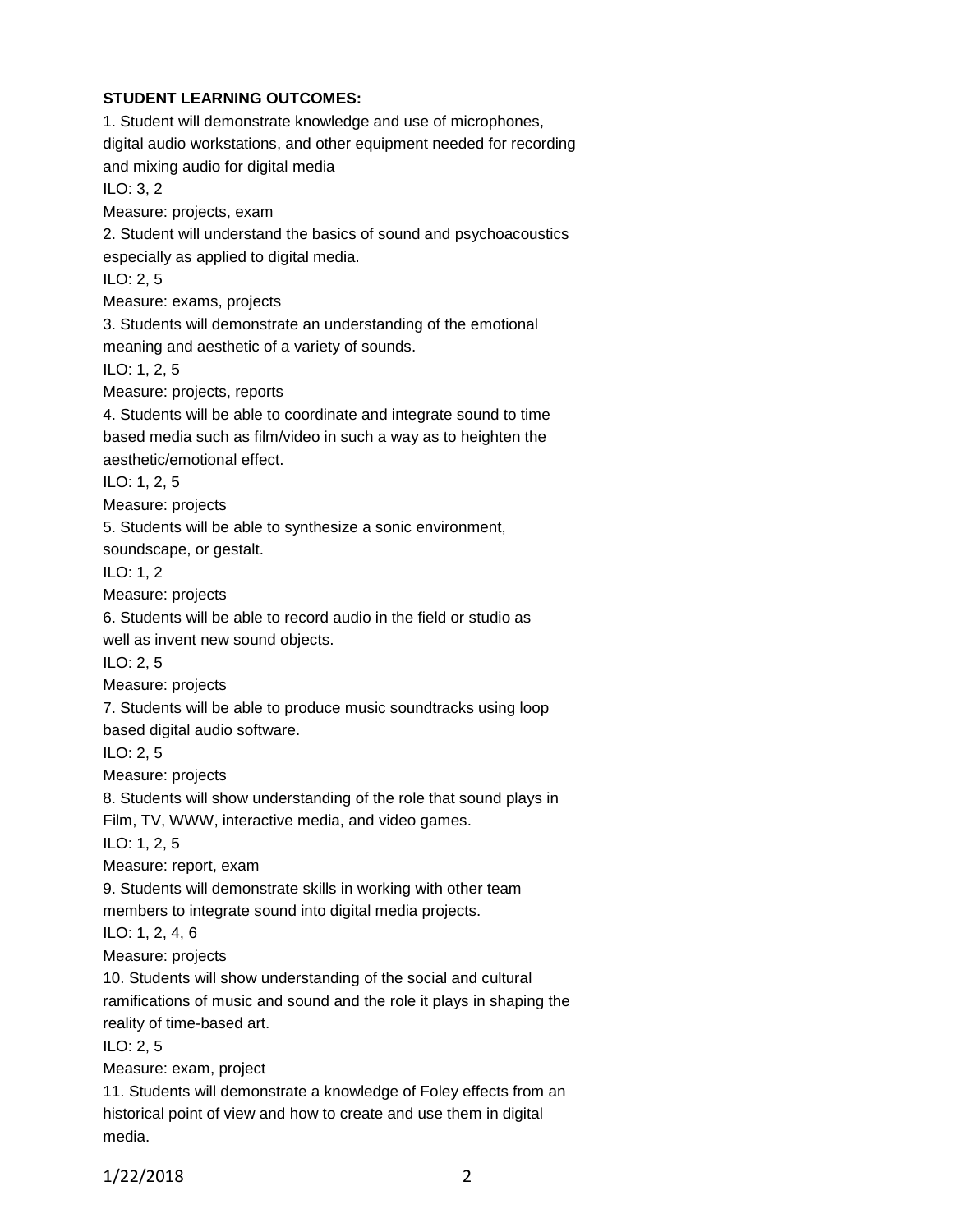**STUDENT LEARNING OUTCOMES:**

1. Student will demonstrate knowledge and use of microphones, digital audio workstations, and other equipment needed for recording and mixing audio for digital media

ILO: 3, 2

Measure: projects, exam

2. Student will understand the basics of sound and psychoacoustics especially as applied to digital media.

ILO: 2, 5

Measure: exams, projects

3. Students will demonstrate an understanding of the emotional meaning and aesthetic of a variety of sounds.

ILO: 1, 2, 5

Measure: projects, reports

4. Students will be able to coordinate and integrate sound to time based media such as film/video in such a way as to heighten the aesthetic/emotional effect.

ILO: 1, 2, 5

Measure: projects

5. Students will be able to synthesize a sonic environment, soundscape, or gestalt.

ILO: 1, 2

Measure: projects

6. Students will be able to record audio in the field or studio as well as invent new sound objects.

ILO: 2, 5

Measure: projects

7. Students will be able to produce music soundtracks using loop based digital audio software.

ILO: 2, 5

Measure: projects

8. Students will show understanding of the role that sound plays in Film, TV, WWW, interactive media, and video games.

ILO: 1, 2, 5

Measure: report, exam

9. Students will demonstrate skills in working with other team members to integrate sound into digital media projects.

ILO: 1, 2, 4, 6

Measure: projects

10. Students will show understanding of the social and cultural ramifications of music and sound and the role it plays in shaping the reality of time-based art.

ILO: 2, 5

Measure: exam, project

11. Students will demonstrate a knowledge of Foley effects from an historical point of view and how to create and use them in digital media.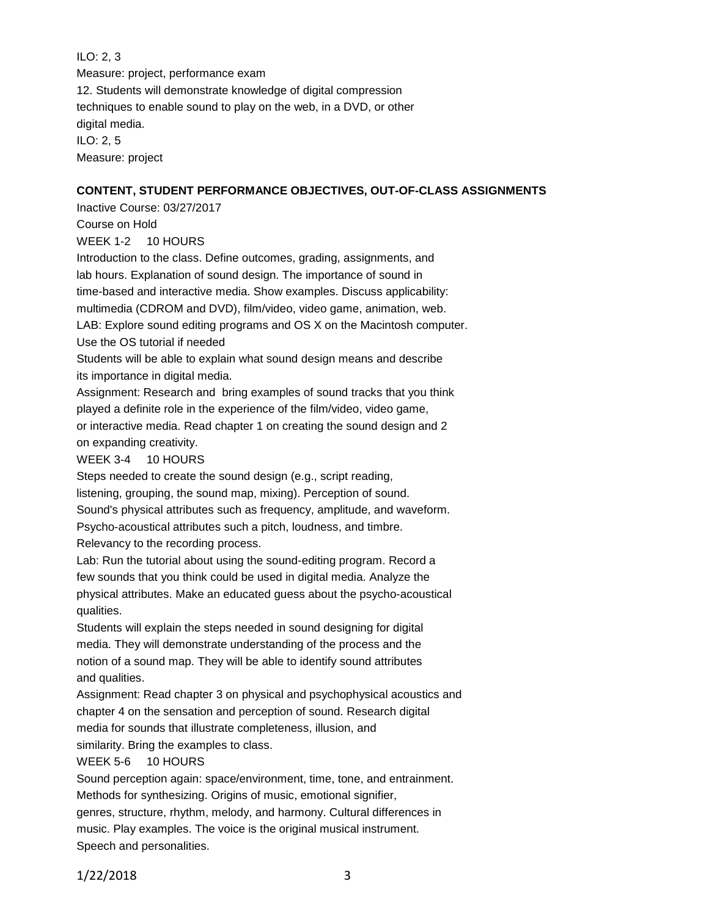ILO: 2, 3
Measure: project, performance exam
12. Students will demonstrate knowledge of digital compression techniques to enable sound to play on the web, in a DVD, or other digital media.
ILO: 2, 5
Measure: project

**CONTENT, STUDENT PERFORMANCE OBJECTIVES, OUT-OF-CLASS ASSIGNMENTS**

Inactive Course: 03/27/2017
Course on Hold
WEEK 1-2 10 HOURS
Introduction to the class. Define outcomes, grading, assignments, and lab hours. Explanation of sound design. The importance of sound in time-based and interactive media. Show examples. Discuss applicability: multimedia (CDROM and DVD), film/video, video game, animation, web.
LAB: Explore sound editing programs and OS X on the Macintosh computer. Use the OS tutorial if needed
Students will be able to explain what sound design means and describe its importance in digital media.
Assignment: Research and bring examples of sound tracks that you think played a definite role in the experience of the film/video, video game, or interactive media. Read chapter 1 on creating the sound design and 2 on expanding creativity.
WEEK 3-4 10 HOURS
Steps needed to create the sound design (e.g., script reading, listening, grouping, the sound map, mixing). Perception of sound. Sound's physical attributes such as frequency, amplitude, and waveform. Psycho-acoustical attributes such a pitch, loudness, and timbre. Relevancy to the recording process.
Lab: Run the tutorial about using the sound-editing program. Record a few sounds that you think could be used in digital media. Analyze the physical attributes. Make an educated guess about the psycho-acoustical qualities.
Students will explain the steps needed in sound designing for digital media. They will demonstrate understanding of the process and the notion of a sound map. They will be able to identify sound attributes and qualities.
Assignment: Read chapter 3 on physical and psychophysical acoustics and chapter 4 on the sensation and perception of sound. Research digital media for sounds that illustrate completeness, illusion, and similarity. Bring the examples to class.
WEEK 5-6 10 HOURS
Sound perception again: space/environment, time, tone, and entrainment. Methods for synthesizing. Origins of music, emotional signifier, genres, structure, rhythm, melody, and harmony. Cultural differences in music. Play examples. The voice is the original musical instrument. Speech and personalities.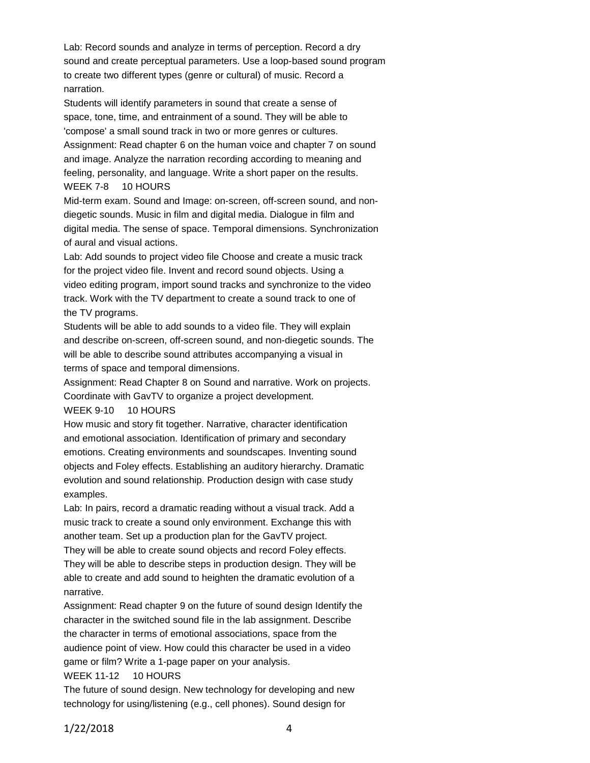Lab: Record sounds and analyze in terms of perception. Record a dry sound and create perceptual parameters. Use a loop-based sound program to create two different types (genre or cultural) of music. Record a narration.

Students will identify parameters in sound that create a sense of space, tone, time, and entrainment of a sound. They will be able to 'compose' a small sound track in two or more genres or cultures.

Assignment: Read chapter 6 on the human voice and chapter 7 on sound and image. Analyze the narration recording according to meaning and feeling, personality, and language. Write a short paper on the results.

WEEK 7-8 10 HOURS

Mid-term exam. Sound and Image: on-screen, off-screen sound, and non-diegetic sounds. Music in film and digital media. Dialogue in film and digital media. The sense of space. Temporal dimensions. Synchronization of aural and visual actions.

Lab: Add sounds to project video file Choose and create a music track for the project video file. Invent and record sound objects. Using a video editing program, import sound tracks and synchronize to the video track. Work with the TV department to create a sound track to one of the TV programs.

Students will be able to add sounds to a video file. They will explain and describe on-screen, off-screen sound, and non-diegetic sounds. The will be able to describe sound attributes accompanying a visual in terms of space and temporal dimensions.

Assignment: Read Chapter 8 on Sound and narrative. Work on projects. Coordinate with GavTV to organize a project development.

WEEK 9-10 10 HOURS

How music and story fit together. Narrative, character identification and emotional association. Identification of primary and secondary emotions. Creating environments and soundscapes. Inventing sound objects and Foley effects. Establishing an auditory hierarchy. Dramatic evolution and sound relationship. Production design with case study examples.

Lab: In pairs, record a dramatic reading without a visual track. Add a music track to create a sound only environment. Exchange this with another team. Set up a production plan for the GavTV project.

They will be able to create sound objects and record Foley effects. They will be able to describe steps in production design. They will be able to create and add sound to heighten the dramatic evolution of a narrative.

Assignment: Read chapter 9 on the future of sound design Identify the character in the switched sound file in the lab assignment. Describe the character in terms of emotional associations, space from the audience point of view. How could this character be used in a video game or film? Write a 1-page paper on your analysis.

WEEK 11-12 10 HOURS

The future of sound design. New technology for developing and new technology for using/listening (e.g., cell phones). Sound design for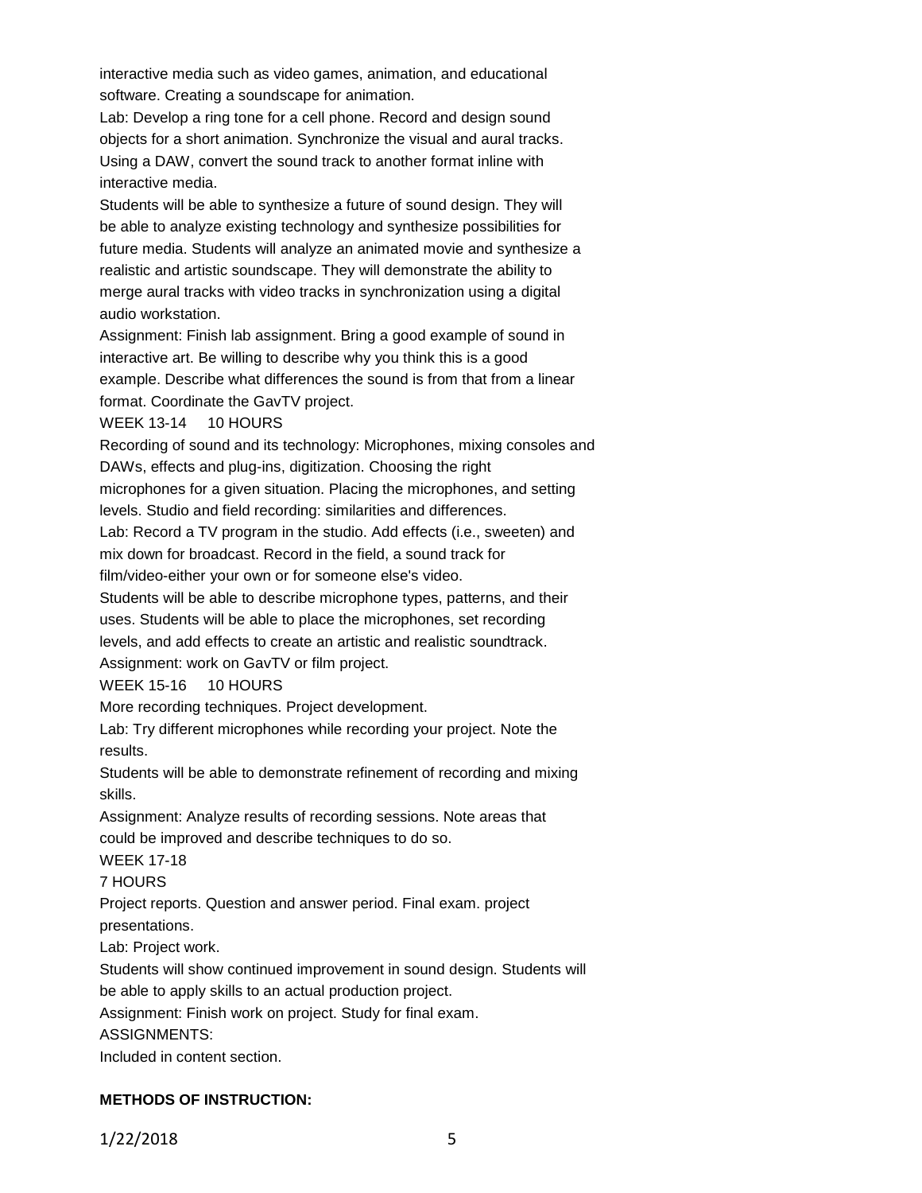interactive media such as video games, animation, and educational software. Creating a soundscape for animation.

Lab: Develop a ring tone for a cell phone. Record and design sound objects for a short animation. Synchronize the visual and aural tracks. Using a DAW, convert the sound track to another format inline with interactive media.

Students will be able to synthesize a future of sound design. They will be able to analyze existing technology and synthesize possibilities for future media. Students will analyze an animated movie and synthesize a realistic and artistic soundscape. They will demonstrate the ability to merge aural tracks with video tracks in synchronization using a digital audio workstation.

Assignment: Finish lab assignment. Bring a good example of sound in interactive art. Be willing to describe why you think this is a good example. Describe what differences the sound is from that from a linear format. Coordinate the GavTV project.

WEEK 13-14 10 HOURS

Recording of sound and its technology: Microphones, mixing consoles and DAWs, effects and plug-ins, digitization. Choosing the right microphones for a given situation. Placing the microphones, and setting levels. Studio and field recording: similarities and differences.

Lab: Record a TV program in the studio. Add effects (i.e., sweeten) and mix down for broadcast. Record in the field, a sound track for film/video-either your own or for someone else's video.

Students will be able to describe microphone types, patterns, and their uses. Students will be able to place the microphones, set recording levels, and add effects to create an artistic and realistic soundtrack.

Assignment: work on GavTV or film project.

WEEK 15-16 10 HOURS

More recording techniques. Project development.

Lab: Try different microphones while recording your project. Note the results.

Students will be able to demonstrate refinement of recording and mixing skills.

Assignment: Analyze results of recording sessions. Note areas that could be improved and describe techniques to do so.

WEEK 17-18

7 HOURS

Project reports. Question and answer period. Final exam. project presentations.

Lab: Project work.

Students will show continued improvement in sound design. Students will be able to apply skills to an actual production project.

Assignment: Finish work on project. Study for final exam.

ASSIGNMENTS:

Included in content section.

**METHODS OF INSTRUCTION:**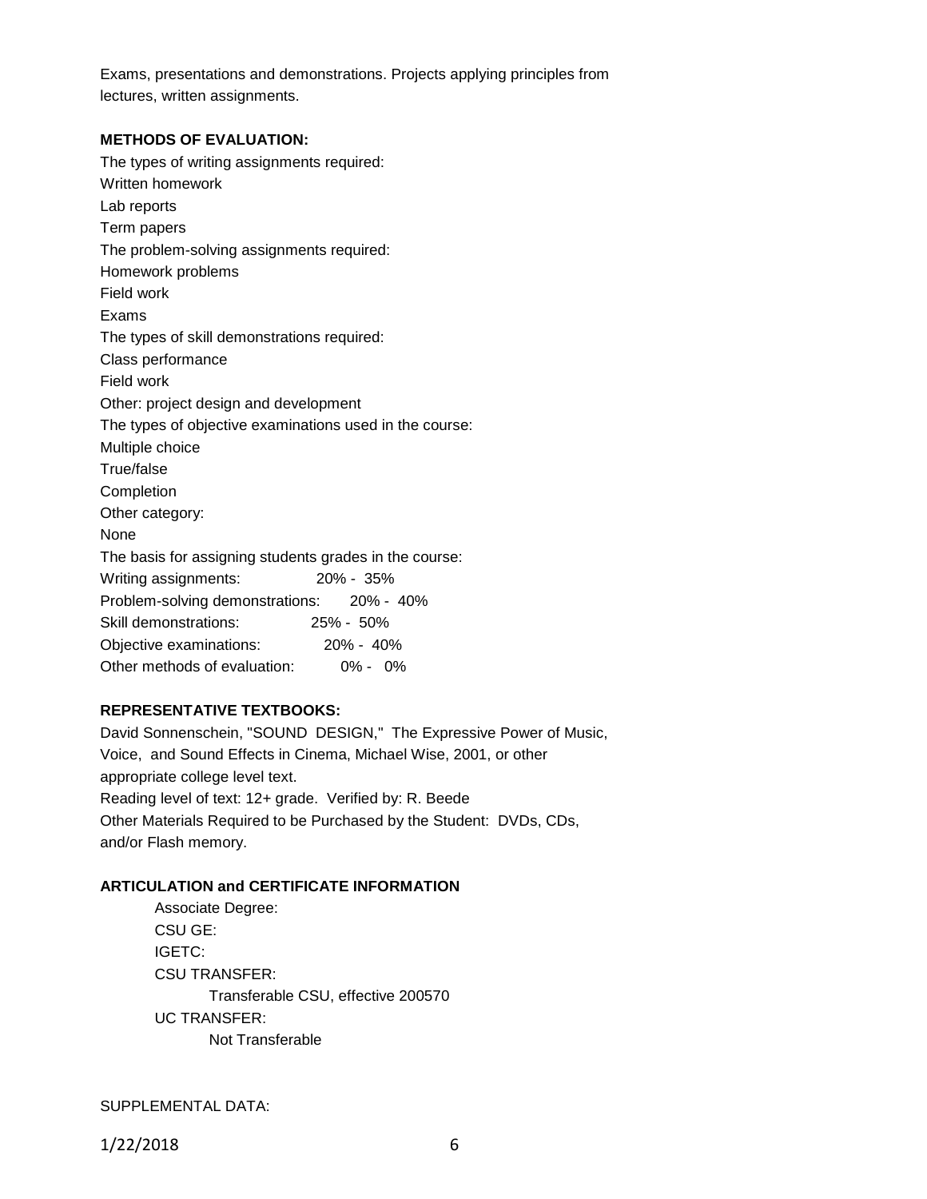Exams, presentations and demonstrations. Projects applying principles from lectures, written assignments.

**METHODS OF EVALUATION:**

The types of writing assignments required:
Written homework
Lab reports
Term papers
The problem-solving assignments required:
Homework problems
Field work
Exams
The types of skill demonstrations required:
Class performance
Field work
Other: project design and development
The types of objective examinations used in the course:
Multiple choice
True/false
Completion
Other category:
None
The basis for assigning students grades in the course:
Writing assignments: 20% - 35%
Problem-solving demonstrations: 20% - 40%
Skill demonstrations: 25% - 50%
Objective examinations: 20% - 40%
Other methods of evaluation: 0% - 0%

**REPRESENTATIVE TEXTBOOKS:**

David Sonnenschein, "SOUND DESIGN," The Expressive Power of Music, Voice, and Sound Effects in Cinema, Michael Wise, 2001, or other appropriate college level text.
Reading level of text: 12+ grade. Verified by: R. Beede
Other Materials Required to be Purchased by the Student: DVDs, CDs, and/or Flash memory.

**ARTICULATION and CERTIFICATE INFORMATION**

Associate Degree:
CSU GE:
IGETC:
CSU TRANSFER:
    Transferable CSU, effective 200570
UC TRANSFER:
    Not Transferable

SUPPLEMENTAL DATA: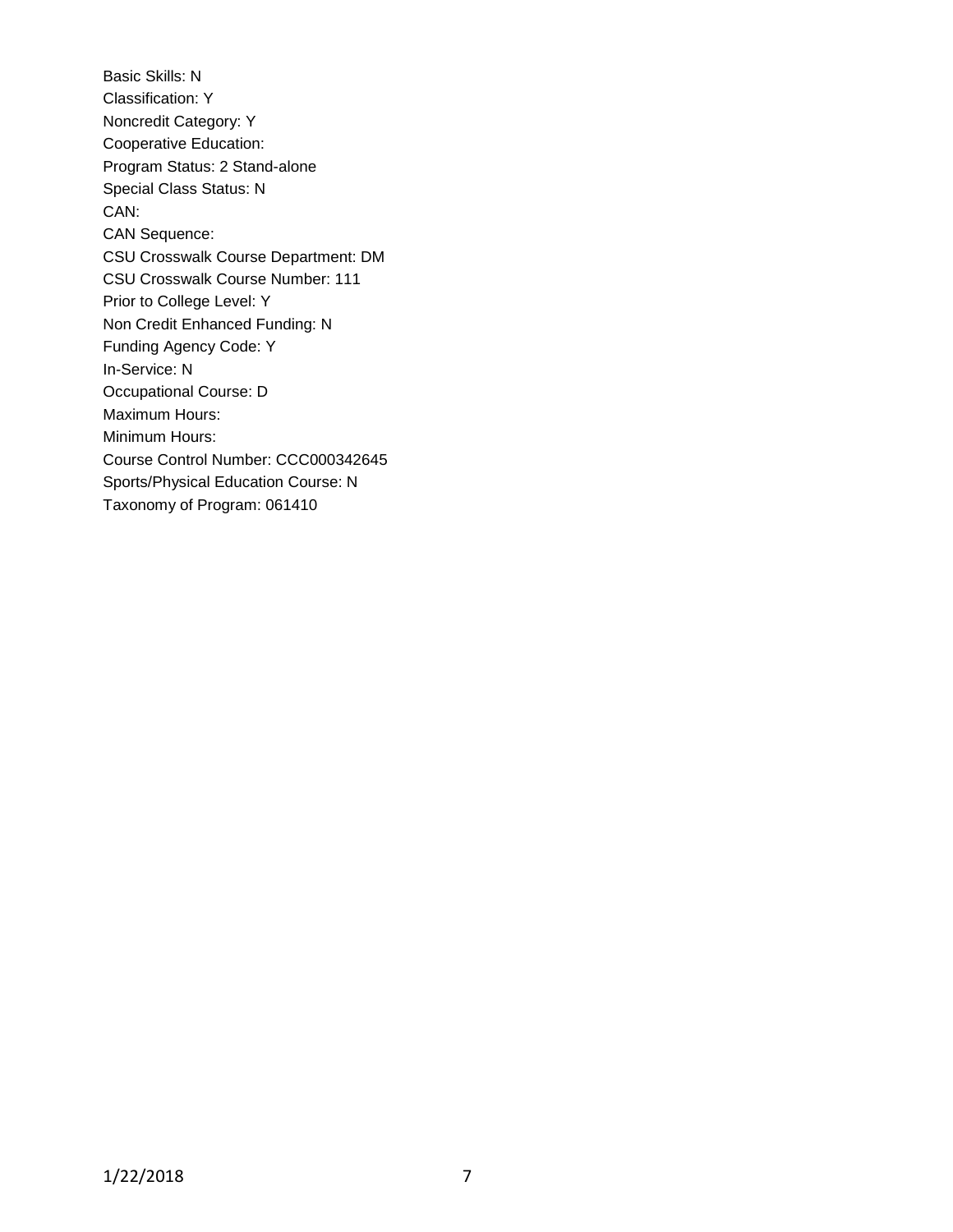Basic Skills: N
Classification: Y
Noncredit Category: Y
Cooperative Education:
Program Status: 2 Stand-alone
Special Class Status: N
CAN:
CAN Sequence:
CSU Crosswalk Course Department: DM
CSU Crosswalk Course Number: 111
Prior to College Level: Y
Non Credit Enhanced Funding: N
Funding Agency Code: Y
In-Service: N
Occupational Course: D
Maximum Hours:
Minimum Hours:
Course Control Number: CCC000342645
Sports/Physical Education Course: N
Taxonomy of Program: 061410